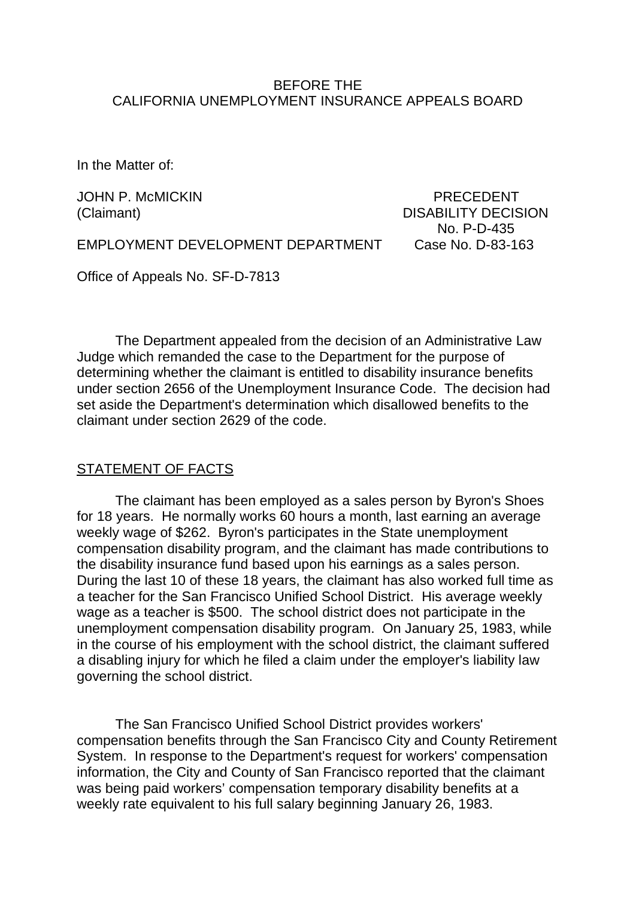BEFORE THE
CALIFORNIA UNEMPLOYMENT INSURANCE APPEALS BOARD

In the Matter of:

JOHN P. McMICKIN
(Claimant)

PRECEDENT
DISABILITY DECISION
No. P-D-435
Case No. D-83-163

EMPLOYMENT DEVELOPMENT DEPARTMENT

Office of Appeals No. SF-D-7813

The Department appealed from the decision of an Administrative Law Judge which remanded the case to the Department for the purpose of determining whether the claimant is entitled to disability insurance benefits under section 2656 of the Unemployment Insurance Code. The decision had set aside the Department's determination which disallowed benefits to the claimant under section 2629 of the code.

STATEMENT OF FACTS

The claimant has been employed as a sales person by Byron's Shoes for 18 years. He normally works 60 hours a month, last earning an average weekly wage of $262. Byron's participates in the State unemployment compensation disability program, and the claimant has made contributions to the disability insurance fund based upon his earnings as a sales person. During the last 10 of these 18 years, the claimant has also worked full time as a teacher for the San Francisco Unified School District. His average weekly wage as a teacher is $500. The school district does not participate in the unemployment compensation disability program. On January 25, 1983, while in the course of his employment with the school district, the claimant suffered a disabling injury for which he filed a claim under the employer's liability law governing the school district.

The San Francisco Unified School District provides workers' compensation benefits through the San Francisco City and County Retirement System. In response to the Department's request for workers' compensation information, the City and County of San Francisco reported that the claimant was being paid workers' compensation temporary disability benefits at a weekly rate equivalent to his full salary beginning January 26, 1983.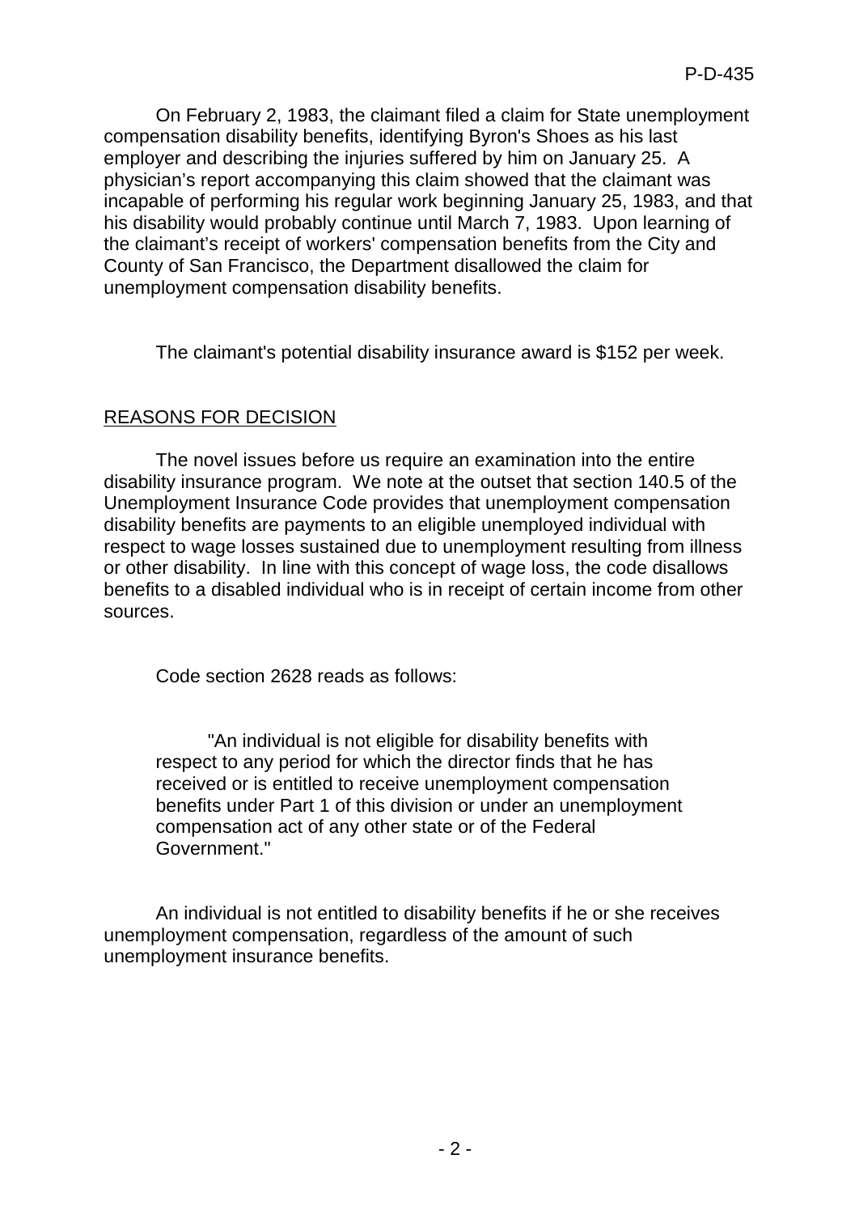On February 2, 1983, the claimant filed a claim for State unemployment compensation disability benefits, identifying Byron's Shoes as his last employer and describing the injuries suffered by him on January 25. A physician's report accompanying this claim showed that the claimant was incapable of performing his regular work beginning January 25, 1983, and that his disability would probably continue until March 7, 1983. Upon learning of the claimant's receipt of workers' compensation benefits from the City and County of San Francisco, the Department disallowed the claim for unemployment compensation disability benefits.

The claimant's potential disability insurance award is $152 per week.

## REASONS FOR DECISION

The novel issues before us require an examination into the entire disability insurance program. We note at the outset that section 140.5 of the Unemployment Insurance Code provides that unemployment compensation disability benefits are payments to an eligible unemployed individual with respect to wage losses sustained due to unemployment resulting from illness or other disability. In line with this concept of wage loss, the code disallows benefits to a disabled individual who is in receipt of certain income from other sources.

Code section 2628 reads as follows:

> "An individual is not eligible for disability benefits with respect to any period for which the director finds that he has received or is entitled to receive unemployment compensation benefits under Part 1 of this division or under an unemployment compensation act of any other state or of the Federal Government."

An individual is not entitled to disability benefits if he or she receives unemployment compensation, regardless of the amount of such unemployment insurance benefits.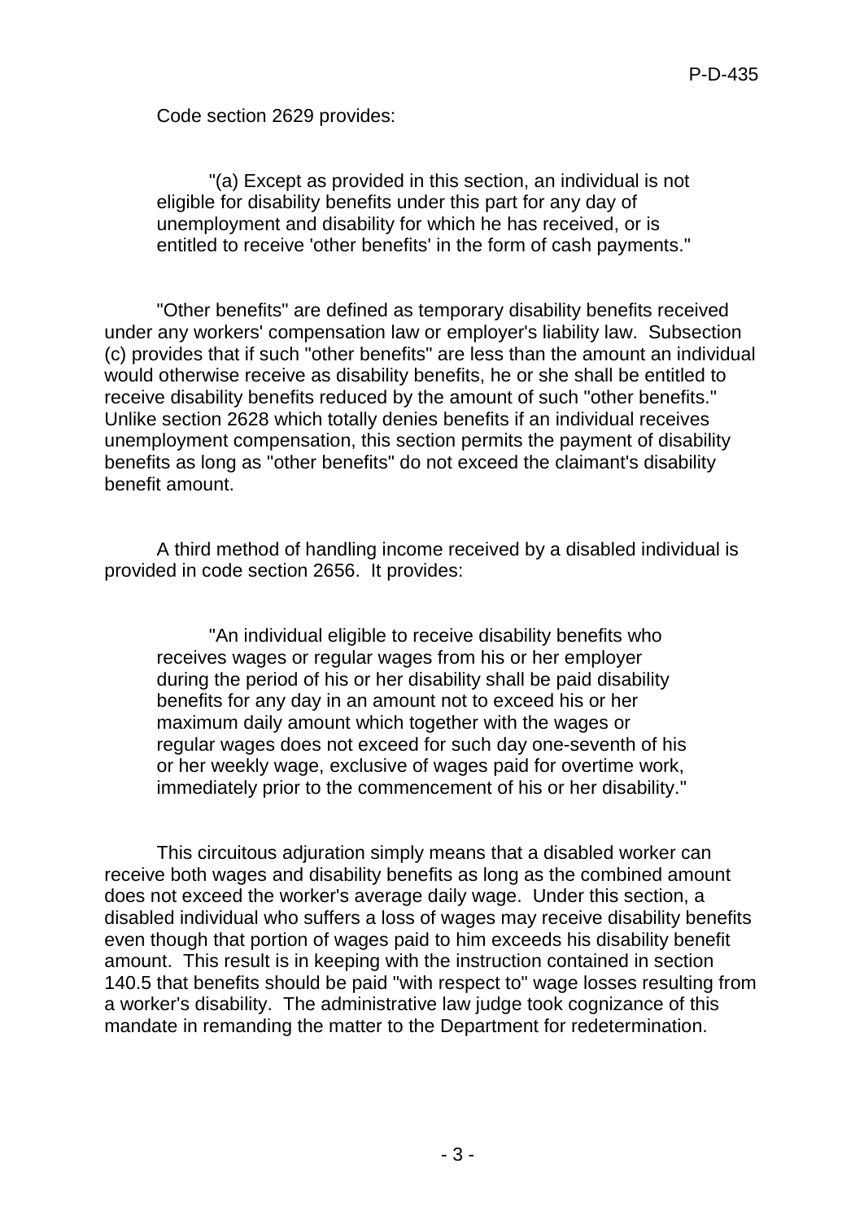Code section 2629 provides:

> "(a) Except as provided in this section, an individual is not eligible for disability benefits under this part for any day of unemployment and disability for which he has received, or is entitled to receive 'other benefits' in the form of cash payments."

"Other benefits" are defined as temporary disability benefits received under any workers' compensation law or employer's liability law. Subsection (c) provides that if such "other benefits" are less than the amount an individual would otherwise receive as disability benefits, he or she shall be entitled to receive disability benefits reduced by the amount of such "other benefits." Unlike section 2628 which totally denies benefits if an individual receives unemployment compensation, this section permits the payment of disability benefits as long as "other benefits" do not exceed the claimant's disability benefit amount.

A third method of handling income received by a disabled individual is provided in code section 2656. It provides:

> "An individual eligible to receive disability benefits who receives wages or regular wages from his or her employer during the period of his or her disability shall be paid disability benefits for any day in an amount not to exceed his or her maximum daily amount which together with the wages or regular wages does not exceed for such day one-seventh of his or her weekly wage, exclusive of wages paid for overtime work, immediately prior to the commencement of his or her disability."

This circuitous adjuration simply means that a disabled worker can receive both wages and disability benefits as long as the combined amount does not exceed the worker's average daily wage. Under this section, a disabled individual who suffers a loss of wages may receive disability benefits even though that portion of wages paid to him exceeds his disability benefit amount. This result is in keeping with the instruction contained in section 140.5 that benefits should be paid "with respect to" wage losses resulting from a worker's disability. The administrative law judge took cognizance of this mandate in remanding the matter to the Department for redetermination.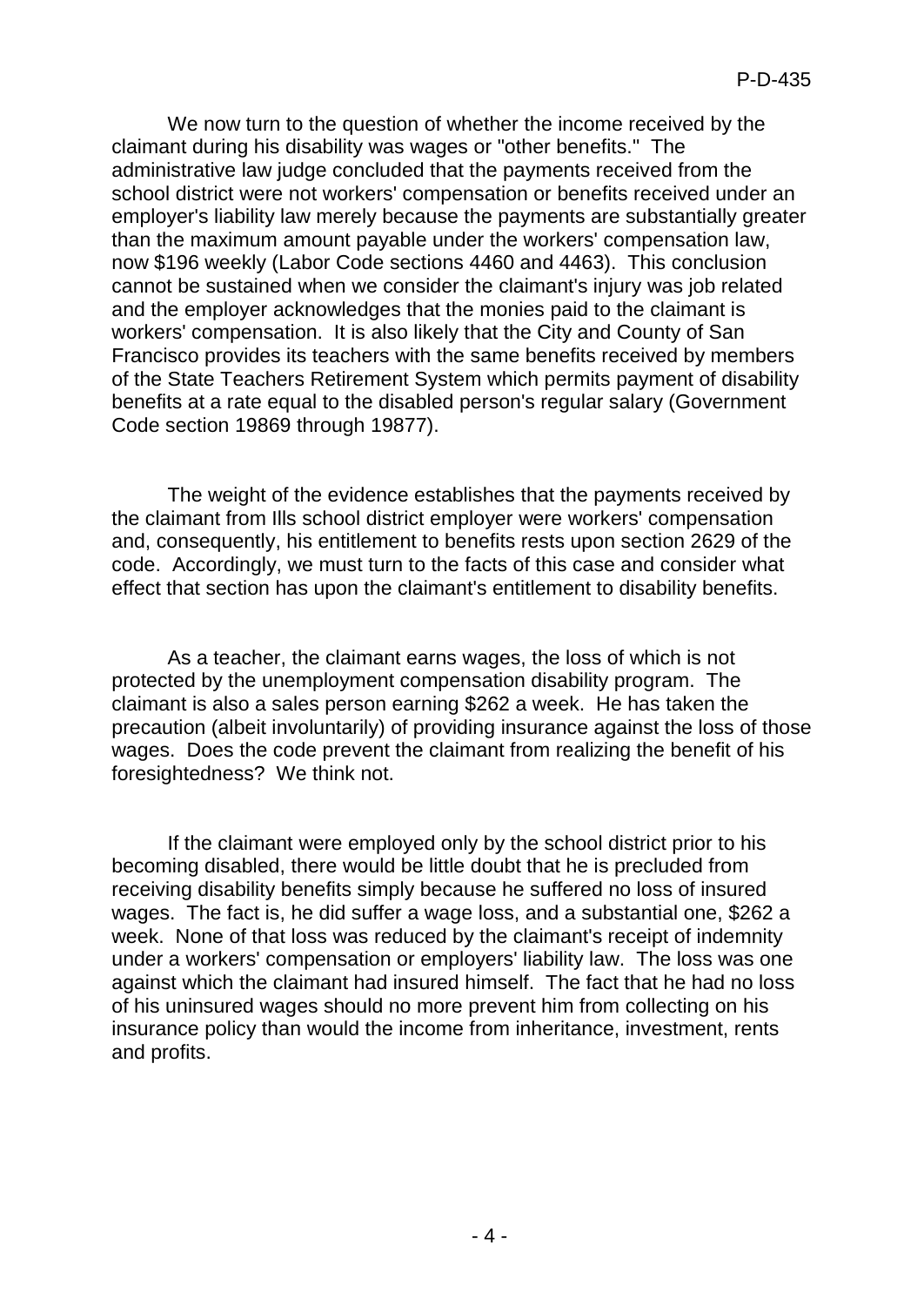We now turn to the question of whether the income received by the claimant during his disability was wages or "other benefits." The administrative law judge concluded that the payments received from the school district were not workers' compensation or benefits received under an employer's liability law merely because the payments are substantially greater than the maximum amount payable under the workers' compensation law, now $196 weekly (Labor Code sections 4460 and 4463). This conclusion cannot be sustained when we consider the claimant's injury was job related and the employer acknowledges that the monies paid to the claimant is workers' compensation. It is also likely that the City and County of San Francisco provides its teachers with the same benefits received by members of the State Teachers Retirement System which permits payment of disability benefits at a rate equal to the disabled person's regular salary (Government Code section 19869 through 19877).

The weight of the evidence establishes that the payments received by the claimant from Ills school district employer were workers' compensation and, consequently, his entitlement to benefits rests upon section 2629 of the code. Accordingly, we must turn to the facts of this case and consider what effect that section has upon the claimant's entitlement to disability benefits.

As a teacher, the claimant earns wages, the loss of which is not protected by the unemployment compensation disability program. The claimant is also a sales person earning $262 a week. He has taken the precaution (albeit involuntarily) of providing insurance against the loss of those wages. Does the code prevent the claimant from realizing the benefit of his foresightedness? We think not.

If the claimant were employed only by the school district prior to his becoming disabled, there would be little doubt that he is precluded from receiving disability benefits simply because he suffered no loss of insured wages. The fact is, he did suffer a wage loss, and a substantial one, $262 a week. None of that loss was reduced by the claimant's receipt of indemnity under a workers' compensation or employers' liability law. The loss was one against which the claimant had insured himself. The fact that he had no loss of his uninsured wages should no more prevent him from collecting on his insurance policy than would the income from inheritance, investment, rents and profits.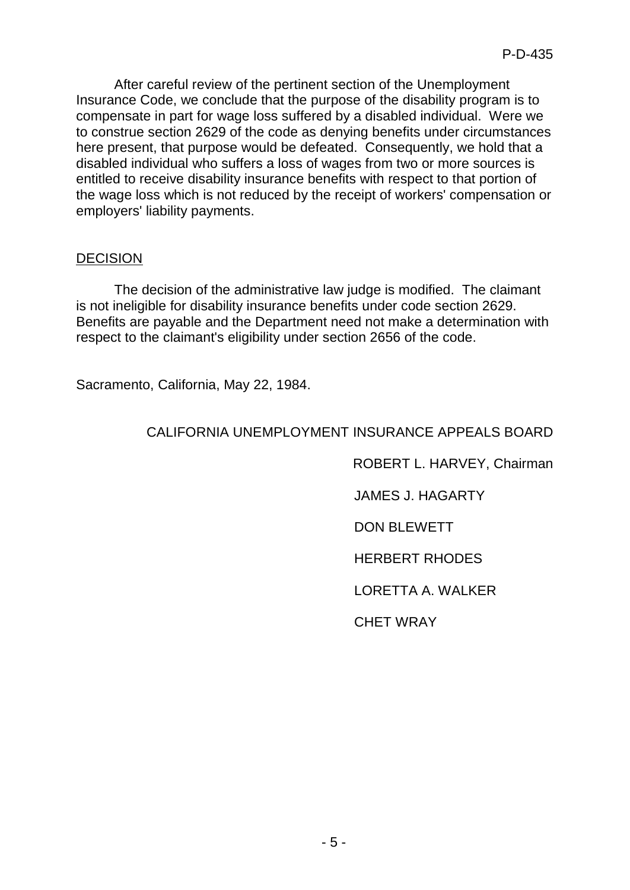After careful review of the pertinent section of the Unemployment Insurance Code, we conclude that the purpose of the disability program is to compensate in part for wage loss suffered by a disabled individual. Were we to construe section 2629 of the code as denying benefits under circumstances here present, that purpose would be defeated. Consequently, we hold that a disabled individual who suffers a loss of wages from two or more sources is entitled to receive disability insurance benefits with respect to that portion of the wage loss which is not reduced by the receipt of workers' compensation or employers' liability payments.

## DECISION

The decision of the administrative law judge is modified. The claimant is not ineligible for disability insurance benefits under code section 2629. Benefits are payable and the Department need not make a determination with respect to the claimant's eligibility under section 2656 of the code.

Sacramento, California, May 22, 1984.

CALIFORNIA UNEMPLOYMENT INSURANCE APPEALS BOARD

ROBERT L. HARVEY, Chairman

JAMES J. HAGARTY

DON BLEWETT

HERBERT RHODES

LORETTA A. WALKER

CHET WRAY